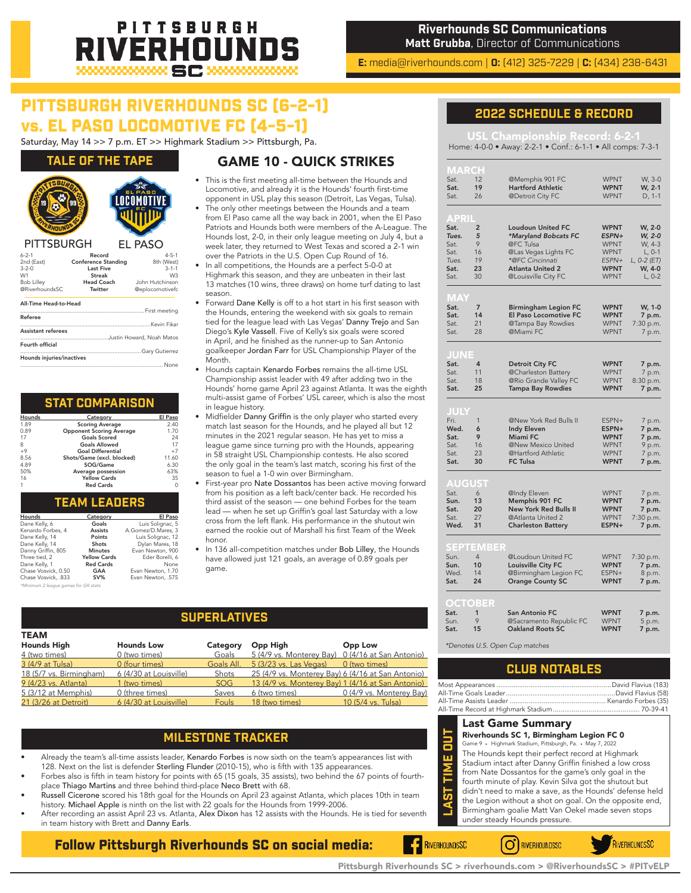# PITTSBURGH RIVERHOUNDS SC

**Riverhounds SC Communications**
**Matt Grubba**, Director of Communications
**E:** media@riverhounds.com | **O:** (412) 325-7229 | **C:** (434) 238-6431

## PITTSBURGH RIVERHOUNDS SC (6-2-1) vs. EL PASO LOCOMOTIVE FC (4-5-1)

Saturday, May 14 >> 7 p.m. ET >> Highmark Stadium >> Pittsburgh, Pa.

## TALE OF THE TAPE

| PITTSBURGH | | EL PASO |
|---|---|---|
| 6-2-1 | Record | 4-5-1 |
| 2nd (East) | Conference Standing | 8th (West) |
| 3-2-0 | Last Five | 3-1-1 |
| W1 | Streak | W3 |
| Bob Lilley | Head Coach | John Hutchinson |
| @RiverhoundsSC | Twitter | @eplocomotivefc |

All-Time Head-to-Head ........ First meeting

Referee ........ Kevin Fikar

Assistant referees ........ Justin Howard, Noah Mates

Fourth official ........ Gary Gutierrez

Hounds injuries/inactives ........ None

## GAME 10 - QUICK STRIKES

- This is the first meeting all-time between the Hounds and Locomotive, and already it is the Hounds' fourth first-time opponent in USL play this season (Detroit, Las Vegas, Tulsa).
- The only other meetings between the Hounds and a team from El Paso came all the way back in 2001, when the El Paso Patriots and Hounds both were members of the A-League. The Hounds lost, 2-0, in their only league meeting on July 4, but a week later, they returned to West Texas and scored a 2-1 win over the Patriots in the U.S. Open Cup Round of 16.
- In all competitions, the Hounds are a perfect 5-0-0 at Highmark this season, and they are unbeaten in their last 13 matches (10 wins, three draws) on home turf dating to last season.
- Forward Dane Kelly is off to a hot start in his first season with the Hounds, entering the weekend with six goals to remain tied for the league lead with Las Vegas' Danny Trejo and San Diego's Kyle Vassell. Five of Kelly's six goals were scored in April, and he finished as the runner-up to San Antonio goalkeeper Jordan Farr for USL Championship Player of the Month.
- Hounds captain Kenardo Forbes remains the all-time USL Championship assist leader with 49 after adding two in the Hounds' home game April 23 against Atlanta. It was the eighth multi-assist game of Forbes' USL career, which is also the most in league history.
- Midfielder Danny Griffin is the only player who started every match last season for the Hounds, and he played all but 12 minutes in the 2021 regular season. He has yet to miss a league game since turning pro with the Hounds, appearing in 58 straight USL Championship contests. He also scored the only goal in the team's last match, scoring his first of the season to fuel a 1-0 win over Birmingham.
- First-year pro Nate Dossantos has been active moving forward from his position as a left back/center back. He recorded his third assist of the season — one behind Forbes for the team lead — when he set up Griffin's goal last Saturday with a low cross from the left flank. His performance in the shutout win earned the rookie out of Marshall his first Team of the Week honor.
- In 136 all-competition matches under Bob Lilley, the Hounds have allowed just 121 goals, an average of 0.89 goals per game.

## STAT COMPARISON

| Hounds | Category | El Paso |
|---|---|---|
| 1.89 | Scoring Average | 2.40 |
| 0.89 | Opponent Scoring Average | 1.70 |
| 17 | Goals Scored | 24 |
| 8 | Goals Allowed | 17 |
| +9 | Goal Differential | +7 |
| 8.56 | Shots/Game (excl. blocked) | 11.60 |
| 4.89 | SOG/Game | 6.30 |
| 50% | Average possession | 63% |
| 16 | Yellow Cards | 35 |
| 1 | Red Cards | 0 |

## TEAM LEADERS

| Hounds | Category | El Paso |
|---|---|---|
| Dane Kelly, 6 | Goals | Luis Solignac, 5 |
| Kenardo Forbes, 4 | Assists | A.Gomez/D.Mares, 3 |
| Dane Kelly, 14 | Points | Luis Solignac, 12 |
| Dane Kelly, 14 | Shots | Dylan Mares, 18 |
| Danny Griffin, 805 | Minutes | Evan Newton, 900 |
| Three tied, 2 | Yellow Cards | Eder Borelli, 6 |
| Dane Kelly, 1 | Red Cards | None |
| Chase Vosvick, 0.50 | GAA | Evan Newton, 1.70 |
| Chase Vosvick, .833 | SV% | Evan Newton, .575 |

*Minimum 2 league games for GK stats*

## SUPERLATIVES

**TEAM**

| Hounds High | Hounds Low | Category | Opp High | Opp Low |
|---|---|---|---|---|
| 4 (two times) | 0 (two times) | Goals | 5 (4/9 vs. Monterey Bay) | 0 (4/16 at San Antonio) |
| 3 (4/9 at Tulsa) | 0 (four times) | Goals All. | 5 (3/23 vs. Las Vegas) | 0 (two times) |
| 18 (5/7 vs. Birmingham) | 6 (4/30 at Louisville) | Shots | 25 (4/9 vs. Monterey Bay) | 6 (4/16 at San Antonio) |
| 9 (4/23 vs. Atlanta) | 1 (two times) | SOG | 13 (4/9 vs. Monterey Bay) | 1 (4/16 at San Antonio) |
| 5 (3/12 at Memphis) | 0 (three times) | Saves | 6 (two times) | 0 (4/9 vs. Monterey Bay) |
| 21 (3/26 at Detroit) | 6 (4/30 at Louisville) | Fouls | 18 (two times) | 10 (5/4 vs. Tulsa) |

## MILESTONE TRACKER

- Already the team's all-time assists leader, Kenardo Forbes is now sixth on the team's appearances list with 128. Next on the list is defender Sterling Flunder (2010-15), who is fifth with 135 appearances.
- Forbes also is fifth in team history for points with 65 (15 goals, 35 assists), two behind the 67 points of fourth-place Thiago Martins and three behind third-place Neco Brett with 68.
- Russell Cicerone scored his 18th goal for the Hounds on April 23 against Atlanta, which places 10th in team history. Michael Apple is ninth on the list with 22 goals for the Hounds from 1999-2006.
- After recording an assist April 23 vs. Atlanta, Alex Dixon has 12 assists with the Hounds. He is tied for seventh in team history with Brett and Danny Earls.

## 2022 SCHEDULE & RECORD

**USL Championship Record: 6-2-1**
Home: 4-0-0 • Away: 2-2-1 • Conf.: 6-1-1 • All comps: 7-3-1

| Day | Date | Opponent | TV | Result/Time |
|---|---|---|---|---|
| **MARCH** | | | | |
| Sat. | 12 | @Memphis 901 FC | WPNT | W, 3-0 |
| **Sat.** | **19** | **Hartford Athletic** | **WPNT** | **W, 2-1** |
| Sat. | 26 | @Detroit City FC | WPNT | D, 1-1 |
| **APRIL** | | | | |
| **Sat.** | **2** | **Loudoun United FC** | **WPNT** | **W, 2-0** |
| ***Tues.*** | ***5*** | ***\*Maryland Bobcats FC*** | ***ESPN+*** | ***W, 2-0*** |
| Sat. | 9 | @FC Tulsa | WPNT | W, 4-3 |
| Sat. | 16 | @Las Vegas Lights FC | WPNT | L, 0-1 |
| *Tues.* | *19* | *\*@FC Cincinnati* | *ESPN+* | *L, 0-2 (ET)* |
| **Sat.** | **23** | **Atlanta United 2** | **WPNT** | **W, 4-0** |
| Sat. | 30 | @Louisville City FC | WPNT | L, 0-2 |
| **MAY** | | | | |
| **Sat.** | **7** | **Birmingham Legion FC** | **WPNT** | **W, 1-0** |
| **Sat.** | **14** | **El Paso Locomotive FC** | **WPNT** | **7 p.m.** |
| Sat. | 21 | @Tampa Bay Rowdies | WPNT | 7:30 p.m. |
| Sat. | 28 | @Miami FC | WPNT | 7 p.m. |
| **JUNE** | | | | |
| **Sat.** | **4** | **Detroit City FC** | **WPNT** | **7 p.m.** |
| Sat. | 11 | @Charleston Battery | WPNT | 7 p.m. |
| Sat. | 18 | @Rio Grande Valley FC | WPNT | 8:30 p.m. |
| **Sat.** | **25** | **Tampa Bay Rowdies** | **WPNT** | **7 p.m.** |
| **JULY** | | | | |
| Fri. | 1 | @New York Red Bulls II | ESPN+ | 7 p.m. |
| **Wed.** | **6** | **Indy Eleven** | **ESPN+** | **7 p.m.** |
| **Sat.** | **9** | **Miami FC** | **WPNT** | **7 p.m.** |
| Sat. | 16 | @New Mexico United | WPNT | 9 p.m. |
| Sat. | 23 | @Hartford Athletic | WPNT | 7 p.m. |
| **Sat.** | **30** | **FC Tulsa** | **WPNT** | **7 p.m.** |
| **AUGUST** | | | | |
| Sat. | 6 | @Indy Eleven | WPNT | 7 p.m. |
| **Sun.** | **13** | **Memphis 901 FC** | **WPNT** | **7 p.m.** |
| **Sat.** | **20** | **New York Red Bulls II** | **WPNT** | **7 p.m.** |
| Sat. | 27 | @Atlanta United 2 | WPNT | 7:30 p.m. |
| **Wed.** | **31** | **Charleston Battery** | **ESPN+** | **7 p.m.** |
| **SEPTEMBER** | | | | |
| Sun. | 4 | @Loudoun United FC | WPNT | 7:30 p.m. |
| **Sun.** | **10** | **Louisville City FC** | **WPNT** | **7 p.m.** |
| Wed. | 14 | @Birmingham Legion FC | ESPN+ | 8 p.m. |
| **Sat.** | **24** | **Orange County SC** | **WPNT** | **7 p.m.** |
| **OCTOBER** | | | | |
| **Sat.** | **1** | **San Antonio FC** | **WPNT** | **7 p.m.** |
| Sun. | 9 | @Sacramento Republic FC | WPNT | 5 p.m. |
| **Sat.** | **15** | **Oakland Roots SC** | **WPNT** | **7 p.m.** |

*\*Denotes U.S. Open Cup matches*

## CLUB NOTABLES

Most Appearances ........ David Flavius (183)
All-Time Goals Leader ........ David Flavius (58)
All-Time Assists Leader ........ Kenardo Forbes (35)
All-Time Record at Highmark Stadium ........ 70-39-41

## LAST TIME OUT

### Last Game Summary

**Riverhounds SC 1, Birmingham Legion FC 0**
Game 9 • Highmark Stadium, Pittsburgh, Pa. • May 7, 2022

The Hounds kept their perfect record at Highmark Stadium intact after Danny Griffin finished a low cross from Nate Dossantos for the game's only goal in the fourth minute of play. Kevin Silva got the shutout but didn't need to make a save, as the Hounds' defense held the Legion without a shot on goal. On the opposite end, Birmingham goalie Matt Van Oekel made seven stops under steady Hounds pressure.

**Follow Pittsburgh Riverhounds SC on social media:** RiverhoundsSC | riverhoundssc | RiverhoundsSC

Pittsburgh Riverhounds SC > riverhounds.com > @RiverhoundsSC > #PITvELP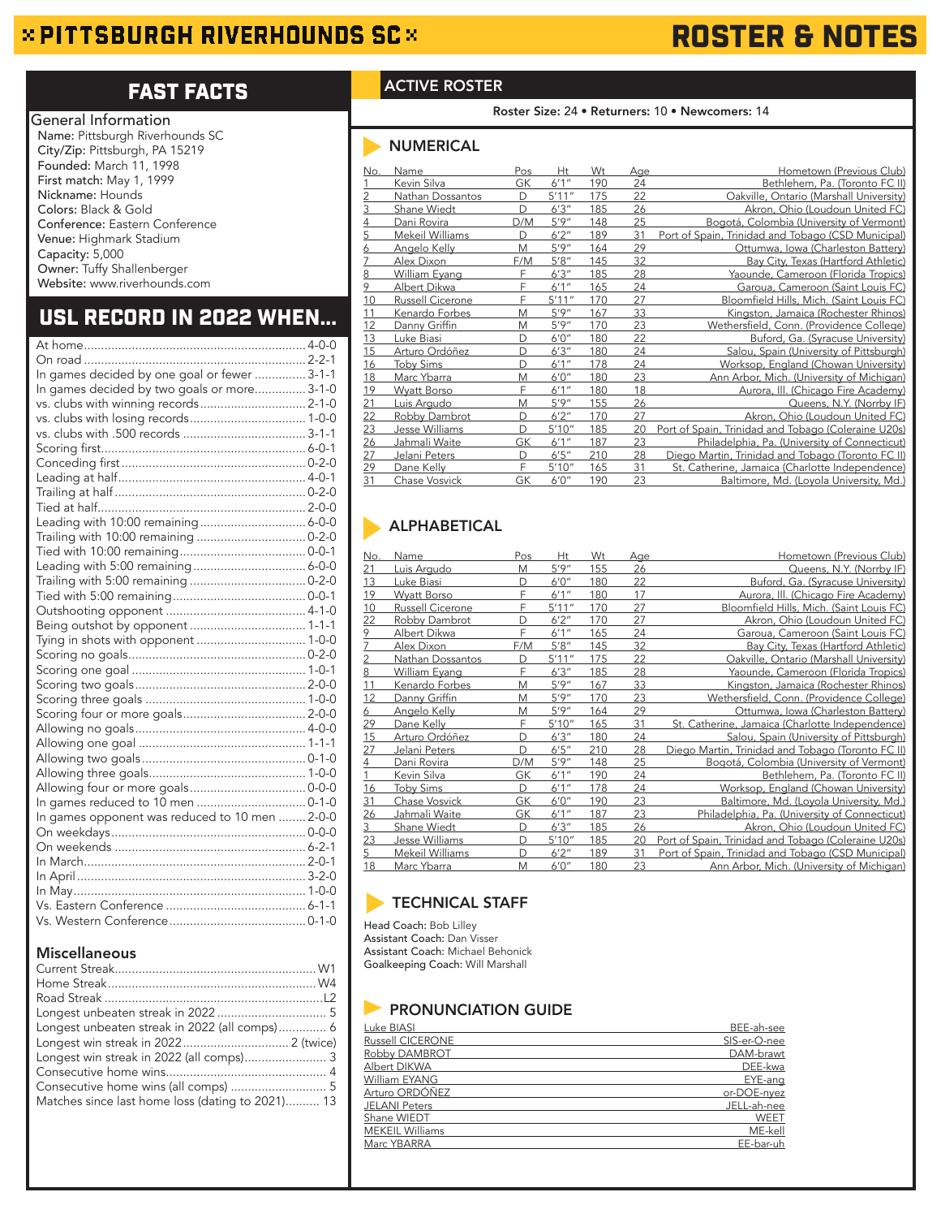# PITTSBURGH RIVERHOUNDS SC

# ROSTER & NOTES

## FAST FACTS

### General Information

Name: Pittsburgh Riverhounds SC
City/Zip: Pittsburgh, PA 15219
Founded: March 11, 1998
First match: May 1, 1999
Nickname: Hounds
Colors: Black & Gold
Conference: Eastern Conference
Venue: Highmark Stadium
Capacity: 5,000
Owner: Tuffy Shallenberger
Website: www.riverhounds.com

## USL RECORD IN 2022 WHEN...

| Situation | Record |
|---|---|
| At home | 4-0-0 |
| On road | 2-2-1 |
| In games decided by one goal or fewer | 3-1-1 |
| In games decided by two goals or more | 3-1-0 |
| vs. clubs with winning records | 2-1-0 |
| vs. clubs with losing records | 1-0-0 |
| vs. clubs with .500 records | 3-1-1 |
| Scoring first | 6-0-1 |
| Conceding first | 0-2-0 |
| Leading at half | 4-0-1 |
| Trailing at half | 0-2-0 |
| Tied at half | 2-0-0 |
| Leading with 10:00 remaining | 6-0-0 |
| Trailing with 10:00 remaining | 0-2-0 |
| Tied with 10:00 remaining | 0-0-1 |
| Leading with 5:00 remaining | 6-0-0 |
| Trailing with 5:00 remaining | 0-2-0 |
| Tied with 5:00 remaining | 0-0-1 |
| Outshooting opponent | 4-1-0 |
| Being outshot by opponent | 1-1-1 |
| Tying in shots with opponent | 1-0-0 |
| Scoring no goals | 0-2-0 |
| Scoring one goal | 1-0-1 |
| Scoring two goals | 2-0-0 |
| Scoring three goals | 1-0-0 |
| Scoring four or more goals | 2-0-0 |
| Allowing no goals | 4-0-0 |
| Allowing one goal | 1-1-1 |
| Allowing two goals | 0-1-0 |
| Allowing three goals | 1-0-0 |
| Allowing four or more goals | 0-0-0 |
| In games reduced to 10 men | 0-1-0 |
| In games opponent was reduced to 10 men | 2-0-0 |
| On weekdays | 0-0-0 |
| On weekends | 6-2-1 |
| In March | 2-0-1 |
| In April | 3-2-0 |
| In May | 1-0-0 |
| Vs. Eastern Conference | 6-1-1 |
| Vs. Western Conference | 0-1-0 |

### Miscellaneous

| Item | Value |
|---|---|
| Current Streak | W1 |
| Home Streak | W4 |
| Road Streak | L2 |
| Longest unbeaten streak in 2022 | 5 |
| Longest unbeaten streak in 2022 (all comps) | 6 |
| Longest win streak in 2022 | 2 (twice) |
| Longest win streak in 2022 (all comps) | 3 |
| Consecutive home wins | 4 |
| Consecutive home wins (all comps) | 5 |
| Matches since last home loss (dating to 2021) | 13 |

## ACTIVE ROSTER

**Roster Size: 24 • Returners: 10 • Newcomers: 14**

### NUMERICAL

| No. | Name | Pos | Ht | Wt | Age | Hometown (Previous Club) |
|---|---|---|---|---|---|---|
| 1 | Kevin Silva | GK | 6'1" | 190 | 24 | Bethlehem, Pa. (Toronto FC II) |
| 2 | Nathan Dossantos | D | 5'11" | 175 | 22 | Oakville, Ontario (Marshall University) |
| 3 | Shane Wiedt | D | 6'3" | 185 | 26 | Akron, Ohio (Loudoun United FC) |
| 4 | Dani Rovira | D/M | 5'9" | 148 | 25 | Bogotá, Colombia (University of Vermont) |
| 5 | Mekeil Williams | D | 6'2" | 189 | 31 | Port of Spain, Trinidad and Tobago (CSD Municipal) |
| 6 | Angelo Kelly | M | 5'9" | 164 | 29 | Ottumwa, Iowa (Charleston Battery) |
| 7 | Alex Dixon | F/M | 5'8" | 145 | 32 | Bay City, Texas (Hartford Athletic) |
| 8 | William Eyang | F | 6'3" | 185 | 28 | Yaounde, Cameroon (Florida Tropics) |
| 9 | Albert Dikwa | F | 6'1" | 165 | 24 | Garoua, Cameroon (Saint Louis FC) |
| 10 | Russell Cicerone | F | 5'11" | 170 | 27 | Bloomfield Hills, Mich. (Saint Louis FC) |
| 11 | Kenardo Forbes | M | 5'9" | 167 | 33 | Kingston, Jamaica (Rochester Rhinos) |
| 12 | Danny Griffin | M | 5'9" | 170 | 23 | Wethersfield, Conn. (Providence College) |
| 13 | Luke Biasi | D | 6'0" | 180 | 22 | Buford, Ga. (Syracuse University) |
| 15 | Arturo Ordóñez | D | 6'3" | 180 | 24 | Salou, Spain (University of Pittsburgh) |
| 16 | Toby Sims | D | 6'1" | 178 | 24 | Worksop, England (Chowan University) |
| 18 | Marc Ybarra | M | 6'0" | 180 | 23 | Ann Arbor, Mich. (University of Michigan) |
| 19 | Wyatt Borso | F | 6'1" | 180 | 18 | Aurora, Ill. (Chicago Fire Academy) |
| 21 | Luis Argudo | M | 5'9" | 155 | 26 | Queens, N.Y. (Norrby IF) |
| 22 | Robby Dambrot | D | 6'2" | 170 | 27 | Akron, Ohio (Loudoun United FC) |
| 23 | Jesse Williams | D | 5'10" | 185 | 20 | Port of Spain, Trinidad and Tobago (Coleraine U20s) |
| 26 | Jahmali Waite | GK | 6'1" | 187 | 23 | Philadelphia, Pa. (University of Connecticut) |
| 27 | Jelani Peters | D | 6'5" | 210 | 28 | Diego Martin, Trinidad and Tobago (Toronto FC II) |
| 29 | Dane Kelly | F | 5'10" | 165 | 31 | St. Catherine, Jamaica (Charlotte Independence) |
| 31 | Chase Vosvick | GK | 6'0" | 190 | 23 | Baltimore, Md. (Loyola University, Md.) |

### ALPHABETICAL

| No. | Name | Pos | Ht | Wt | Age | Hometown (Previous Club) |
|---|---|---|---|---|---|---|
| 21 | Luis Argudo | M | 5'9" | 155 | 26 | Queens, N.Y. (Norrby IF) |
| 13 | Luke Biasi | D | 6'0" | 180 | 22 | Buford, Ga. (Syracuse University) |
| 19 | Wyatt Borso | F | 6'1" | 180 | 17 | Aurora, Ill. (Chicago Fire Academy) |
| 10 | Russell Cicerone | F | 5'11" | 170 | 27 | Bloomfield Hills, Mich. (Saint Louis FC) |
| 22 | Robby Dambrot | D | 6'2" | 170 | 27 | Akron, Ohio (Loudoun United FC) |
| 9 | Albert Dikwa | F | 6'1" | 165 | 24 | Garoua, Cameroon (Saint Louis FC) |
| 7 | Alex Dixon | F/M | 5'8" | 145 | 32 | Bay City, Texas (Hartford Athletic) |
| 2 | Nathan Dossantos | D | 5'11" | 175 | 22 | Oakville, Ontario (Marshall University) |
| 8 | William Eyang | F | 6'3" | 185 | 28 | Yaounde, Cameroon (Florida Tropics) |
| 11 | Kenardo Forbes | M | 5'9" | 167 | 33 | Kingston, Jamaica (Rochester Rhinos) |
| 12 | Danny Griffin | M | 5'9" | 170 | 23 | Wethersfield, Conn. (Providence College) |
| 6 | Angelo Kelly | M | 5'9" | 164 | 29 | Ottumwa, Iowa (Charleston Battery) |
| 29 | Dane Kelly | F | 5'10" | 165 | 31 | St. Catherine, Jamaica (Charlotte Independence) |
| 15 | Arturo Ordóñez | D | 6'3" | 180 | 24 | Salou, Spain (University of Pittsburgh) |
| 27 | Jelani Peters | D | 6'5" | 210 | 28 | Diego Martin, Trinidad and Tobago (Toronto FC II) |
| 4 | Dani Rovira | D/M | 5'9" | 148 | 25 | Bogotá, Colombia (University of Vermont) |
| 1 | Kevin Silva | GK | 6'1" | 190 | 24 | Bethlehem, Pa. (Toronto FC II) |
| 16 | Toby Sims | D | 6'1" | 178 | 24 | Worksop, England (Chowan University) |
| 31 | Chase Vosvick | GK | 6'0" | 190 | 23 | Baltimore, Md. (Loyola University, Md.) |
| 26 | Jahmali Waite | GK | 6'1" | 187 | 23 | Philadelphia, Pa. (University of Connecticut) |
| 3 | Shane Wiedt | D | 6'3" | 185 | 26 | Akron, Ohio (Loudoun United FC) |
| 23 | Jesse Williams | D | 5'10" | 185 | 20 | Port of Spain, Trinidad and Tobago (Coleraine U20s) |
| 5 | Mekeil Williams | D | 6'2" | 189 | 31 | Port of Spain, Trinidad and Tobago (CSD Municipal) |
| 18 | Marc Ybarra | M | 6'0" | 180 | 23 | Ann Arbor, Mich. (University of Michigan) |

### TECHNICAL STAFF

**Head Coach:** Bob Lilley
**Assistant Coach:** Dan Visser
**Assistant Coach:** Michael Behonick
**Goalkeeping Coach:** Will Marshall

### PRONUNCIATION GUIDE

| Name | Pronunciation |
|---|---|
| Luke BIASI | BEE-ah-see |
| Russell CICERONE | SIS-er-O-nee |
| Robby DAMBROT | DAM-brawt |
| Albert DIKWA | DEE-kwa |
| William EYANG | EYE-ang |
| Arturo ORDÓÑEZ | or-DOE-nyez |
| JELANI Peters | JELL-ah-nee |
| Shane WIEDT | WEET |
| MEKEIL Williams | ME-kell |
| Marc YBARRA | EE-bar-uh |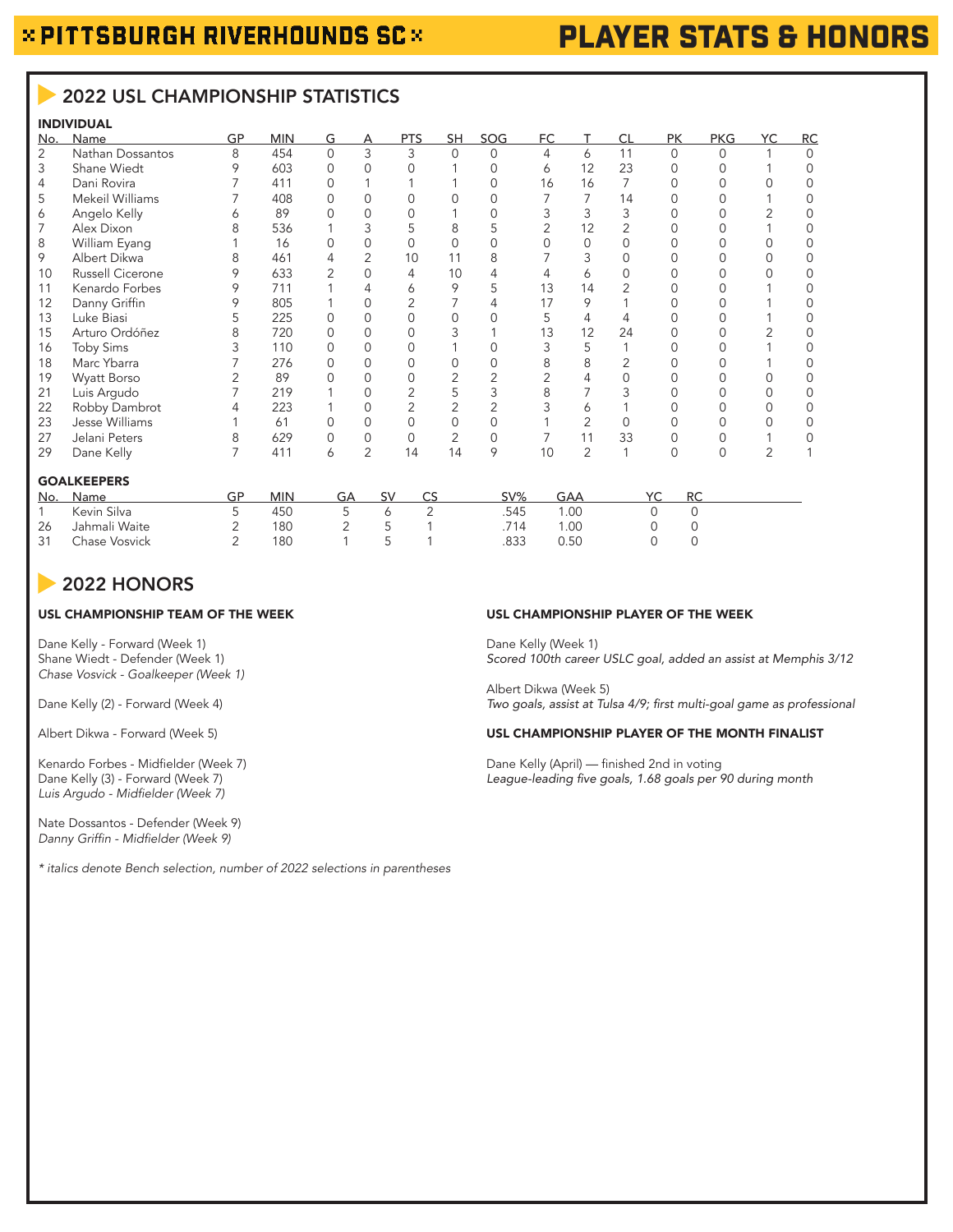# PITTSBURGH RIVERHOUNDS SC — PLAYER STATS & HONORS

## 2022 USL CHAMPIONSHIP STATISTICS

### INDIVIDUAL

| No. | Name | GP | MIN | G | A | PTS | SH | SOG | FC | T | CL | PK | PKG | YC | RC |
|---|---|---|---|---|---|---|---|---|---|---|---|---|---|---|---|
| 2 | Nathan Dossantos | 8 | 454 | 0 | 3 | 3 | 0 | 0 | 4 | 6 | 11 | 0 | 0 | 1 | 0 |
| 3 | Shane Wiedt | 9 | 603 | 0 | 0 | 0 | 1 | 0 | 6 | 12 | 23 | 0 | 0 | 1 | 0 |
| 4 | Dani Rovira | 7 | 411 | 0 | 1 | 1 | 1 | 0 | 16 | 16 | 7 | 0 | 0 | 0 | 0 |
| 5 | Mekeil Williams | 7 | 408 | 0 | 0 | 0 | 0 | 0 | 7 | 7 | 14 | 0 | 0 | 1 | 0 |
| 6 | Angelo Kelly | 6 | 89 | 0 | 0 | 0 | 1 | 0 | 3 | 3 | 3 | 0 | 0 | 2 | 0 |
| 7 | Alex Dixon | 8 | 536 | 1 | 3 | 5 | 8 | 5 | 2 | 12 | 2 | 0 | 0 | 1 | 0 |
| 8 | William Eyang | 1 | 16 | 0 | 0 | 0 | 0 | 0 | 0 | 0 | 0 | 0 | 0 | 0 | 0 |
| 9 | Albert Dikwa | 8 | 461 | 4 | 2 | 10 | 11 | 8 | 7 | 3 | 0 | 0 | 0 | 0 | 0 |
| 10 | Russell Cicerone | 9 | 633 | 2 | 0 | 4 | 10 | 4 | 4 | 6 | 0 | 0 | 0 | 0 | 0 |
| 11 | Kenardo Forbes | 9 | 711 | 1 | 4 | 6 | 9 | 5 | 13 | 14 | 2 | 0 | 0 | 1 | 0 |
| 12 | Danny Griffin | 9 | 805 | 1 | 0 | 2 | 7 | 4 | 17 | 9 | 1 | 0 | 0 | 1 | 0 |
| 13 | Luke Biasi | 5 | 225 | 0 | 0 | 0 | 0 | 0 | 5 | 4 | 4 | 0 | 0 | 1 | 0 |
| 15 | Arturo Ordóñez | 8 | 720 | 0 | 0 | 0 | 3 | 1 | 13 | 12 | 24 | 0 | 0 | 2 | 0 |
| 16 | Toby Sims | 3 | 110 | 0 | 0 | 0 | 1 | 0 | 3 | 5 | 1 | 0 | 0 | 1 | 0 |
| 18 | Marc Ybarra | 7 | 276 | 0 | 0 | 0 | 0 | 0 | 8 | 8 | 2 | 0 | 0 | 1 | 0 |
| 19 | Wyatt Borso | 2 | 89 | 0 | 0 | 0 | 2 | 2 | 2 | 4 | 0 | 0 | 0 | 0 | 0 |
| 21 | Luis Argudo | 7 | 219 | 1 | 0 | 2 | 5 | 3 | 8 | 7 | 3 | 0 | 0 | 0 | 0 |
| 22 | Robby Dambrot | 4 | 223 | 1 | 0 | 2 | 2 | 2 | 3 | 6 | 1 | 0 | 0 | 0 | 0 |
| 23 | Jesse Williams | 1 | 61 | 0 | 0 | 0 | 0 | 0 | 1 | 2 | 0 | 0 | 0 | 0 | 0 |
| 27 | Jelani Peters | 8 | 629 | 0 | 0 | 0 | 2 | 0 | 7 | 11 | 33 | 0 | 0 | 1 | 0 |
| 29 | Dane Kelly | 7 | 411 | 6 | 2 | 14 | 14 | 9 | 10 | 2 | 1 | 0 | 0 | 2 | 1 |

### GOALKEEPERS

| No. | Name | GP | MIN | GA | SV | CS | SV% | GAA | YC | RC |
|---|---|---|---|---|---|---|---|---|---|---|
| 1 | Kevin Silva | 5 | 450 | 5 | 6 | 2 | .545 | 1.00 | 0 | 0 |
| 26 | Jahmali Waite | 2 | 180 | 2 | 5 | 1 | .714 | 1.00 | 0 | 0 |
| 31 | Chase Vosvick | 2 | 180 | 1 | 5 | 1 | .833 | 0.50 | 0 | 0 |

## 2022 HONORS

### USL CHAMPIONSHIP TEAM OF THE WEEK

Dane Kelly - Forward (Week 1)
Shane Wiedt - Defender (Week 1)
*Chase Vosvick - Goalkeeper (Week 1)*

Dane Kelly (2) - Forward (Week 4)

Albert Dikwa - Forward (Week 5)

Kenardo Forbes - Midfielder (Week 7)
Dane Kelly (3) - Forward (Week 7)
*Luis Argudo - Midfielder (Week 7)*

Nate Dossantos - Defender (Week 9)
*Danny Griffin - Midfielder (Week 9)*

*\* italics denote Bench selection, number of 2022 selections in parentheses*

### USL CHAMPIONSHIP PLAYER OF THE WEEK

Dane Kelly (Week 1)
*Scored 100th career USLC goal, added an assist at Memphis 3/12*

Albert Dikwa (Week 5)
*Two goals, assist at Tulsa 4/9; first multi-goal game as professional*

### USL CHAMPIONSHIP PLAYER OF THE MONTH FINALIST

Dane Kelly (April) — finished 2nd in voting
*League-leading five goals, 1.68 goals per 90 during month*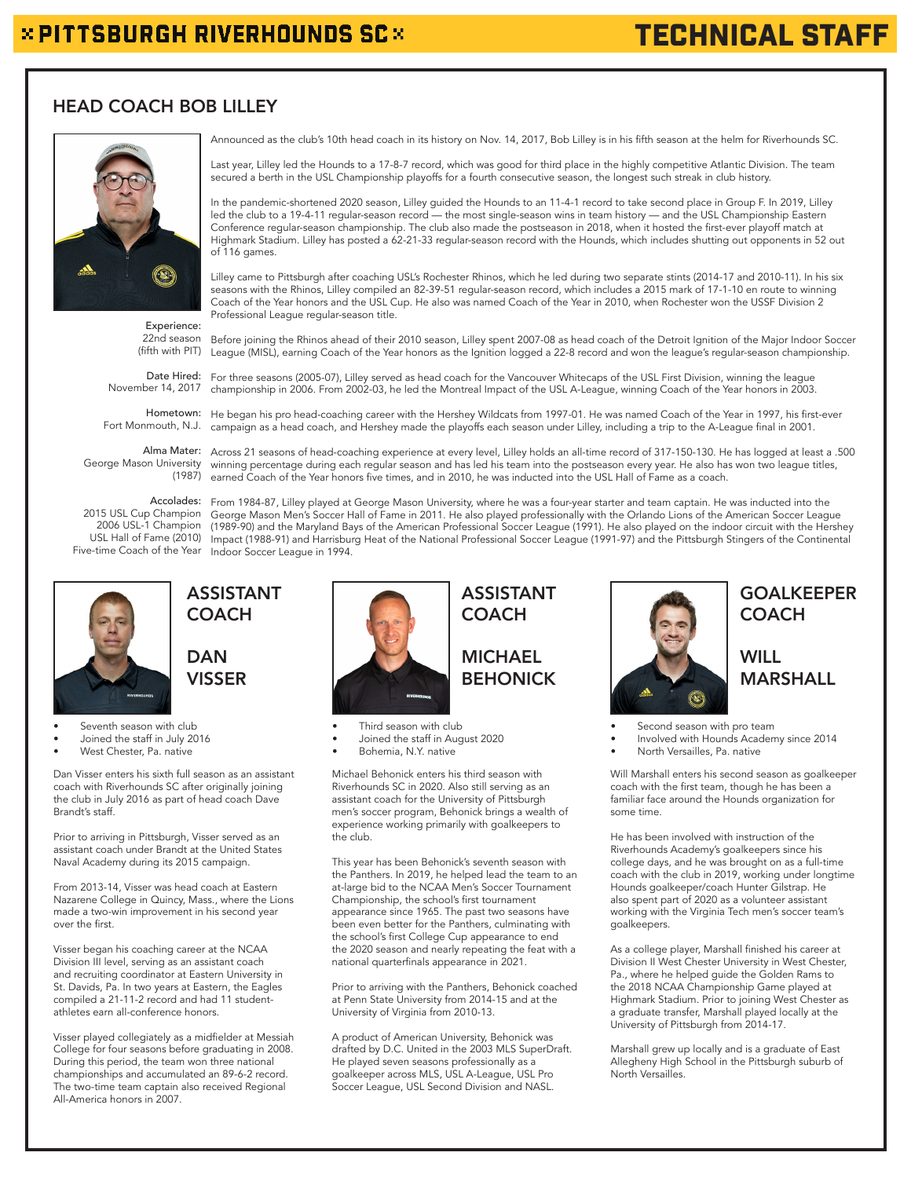# TECHNICAL STAFF

## HEAD COACH BOB LILLEY

**Experience:** 22nd season (fifth with PIT)

**Date Hired:** November 14, 2017

**Hometown:** Fort Monmouth, N.J.

**Alma Mater:** George Mason University (1987)

**Accolades:** 2015 USL Cup Champion, 2006 USL-1 Champion, USL Hall of Fame (2010), Five-time Coach of the Year

Announced as the club's 10th head coach in its history on Nov. 14, 2017, Bob Lilley is in his fifth season at the helm for Riverhounds SC.

Last year, Lilley led the Hounds to a 17-8-7 record, which was good for third place in the highly competitive Atlantic Division. The team secured a berth in the USL Championship playoffs for a fourth consecutive season, the longest such streak in club history.

In the pandemic-shortened 2020 season, Lilley guided the Hounds to an 11-4-1 record to take second place in Group F. In 2019, Lilley led the club to a 19-4-11 regular-season record — the most single-season wins in team history — and the USL Championship Eastern Conference regular-season championship. The club also made the postseason in 2018, when it hosted the first-ever playoff match at Highmark Stadium. Lilley has posted a 62-21-33 regular-season record with the Hounds, which includes shutting out opponents in 52 out of 116 games.

Lilley came to Pittsburgh after coaching USL's Rochester Rhinos, which he led during two separate stints (2014-17 and 2010-11). In his six seasons with the Rhinos, Lilley compiled an 82-39-51 regular-season record, which includes a 2015 mark of 17-1-10 en route to winning Coach of the Year honors and the USL Cup. He also was named Coach of the Year in 2010, when Rochester won the USSF Division 2 Professional League regular-season title.

Before joining the Rhinos ahead of their 2010 season, Lilley spent 2007-08 as head coach of the Detroit Ignition of the Major Indoor Soccer League (MISL), earning Coach of the Year honors as the Ignition logged a 22-8 record and won the league's regular-season championship.

For three seasons (2005-07), Lilley served as head coach for the Vancouver Whitecaps of the USL First Division, winning the league championship in 2006. From 2002-03, he led the Montreal Impact of the USL A-League, winning Coach of the Year honors in 2003.

He began his pro head-coaching career with the Hershey Wildcats from 1997-01. He was named Coach of the Year in 1997, his first-ever campaign as a head coach, and Hershey made the playoffs each season under Lilley, including a trip to the A-League final in 2001.

Across 21 seasons of head-coaching experience at every level, Lilley holds an all-time record of 317-150-130. He has logged at least a .500 winning percentage during each regular season and has led his team into the postseason every year. He also has won two league titles, earned Coach of the Year honors five times, and in 2010, he was inducted into the USL Hall of Fame as a coach.

From 1984-87, Lilley played at George Mason University, where he was a four-year starter and team captain. He was inducted into the George Mason Men's Soccer Hall of Fame in 2011. He also played professionally with the Orlando Lions of the American Soccer League (1989-90) and the Maryland Bays of the American Professional Soccer League (1991). He also played on the indoor circuit with the Hershey Impact (1988-91) and Harrisburg Heat of the National Professional Soccer League (1991-97) and the Pittsburgh Stingers of the Continental Indoor Soccer League in 1994.

## ASSISTANT COACH DAN VISSER

- Seventh season with club
- Joined the staff in July 2016
- West Chester, Pa. native

Dan Visser enters his sixth full season as an assistant coach with Riverhounds SC after originally joining the club in July 2016 as part of head coach Dave Brandt's staff.

Prior to arriving in Pittsburgh, Visser served as an assistant coach under Brandt at the United States Naval Academy during its 2015 campaign.

From 2013-14, Visser was head coach at Eastern Nazarene College in Quincy, Mass., where the Lions made a two-win improvement in his second year over the first.

Visser began his coaching career at the NCAA Division III level, serving as an assistant coach and recruiting coordinator at Eastern University in St. Davids, Pa. In two years at Eastern, the Eagles compiled a 21-11-2 record and had 11 student-athletes earn all-conference honors.

Visser played collegiately as a midfielder at Messiah College for four seasons before graduating in 2008. During this period, the team won three national championships and accumulated an 89-6-2 record. The two-time team captain also received Regional All-America honors in 2007.

## ASSISTANT COACH MICHAEL BEHONICK

- Third season with club
- Joined the staff in August 2020
- Bohemia, N.Y. native

Michael Behonick enters his third season with Riverhounds SC in 2020. Also still serving as an assistant coach for the University of Pittsburgh men's soccer program, Behonick brings a wealth of experience working primarily with goalkeepers to the club.

This year has been Behonick's seventh season with the Panthers. In 2019, he helped lead the team to an at-large bid to the NCAA Men's Soccer Tournament Championship, the school's first tournament appearance since 1965. The past two seasons have been even better for the Panthers, culminating with the school's first College Cup appearance to end the 2020 season and nearly repeating the feat with a national quarterfinals appearance in 2021.

Prior to arriving with the Panthers, Behonick coached at Penn State University from 2014-15 and at the University of Virginia from 2010-13.

A product of American University, Behonick was drafted by D.C. United in the 2003 MLS SuperDraft. He played seven seasons professionally as a goalkeeper across MLS, USL A-League, USL Pro Soccer League, USL Second Division and NASL.

## GOALKEEPER COACH WILL MARSHALL

- Second season with pro team
- Involved with Hounds Academy since 2014
- North Versailles, Pa. native

Will Marshall enters his second season as goalkeeper coach with the first team, though he has been a familiar face around the Hounds organization for some time.

He has been involved with instruction of the Riverhounds Academy's goalkeepers since his college days, and he was brought on as a full-time coach with the club in 2019, working under longtime Hounds goalkeeper/coach Hunter Gilstrap. He also spent part of 2020 as a volunteer assistant working with the Virginia Tech men's soccer team's goalkeepers.

As a college player, Marshall finished his career at Division II West Chester University in West Chester, Pa., where he helped guide the Golden Rams to the 2018 NCAA Championship Game played at Highmark Stadium. Prior to joining West Chester as a graduate transfer, Marshall played locally at the University of Pittsburgh from 2014-17.

Marshall grew up locally and is a graduate of East Allegheny High School in the Pittsburgh suburb of North Versailles.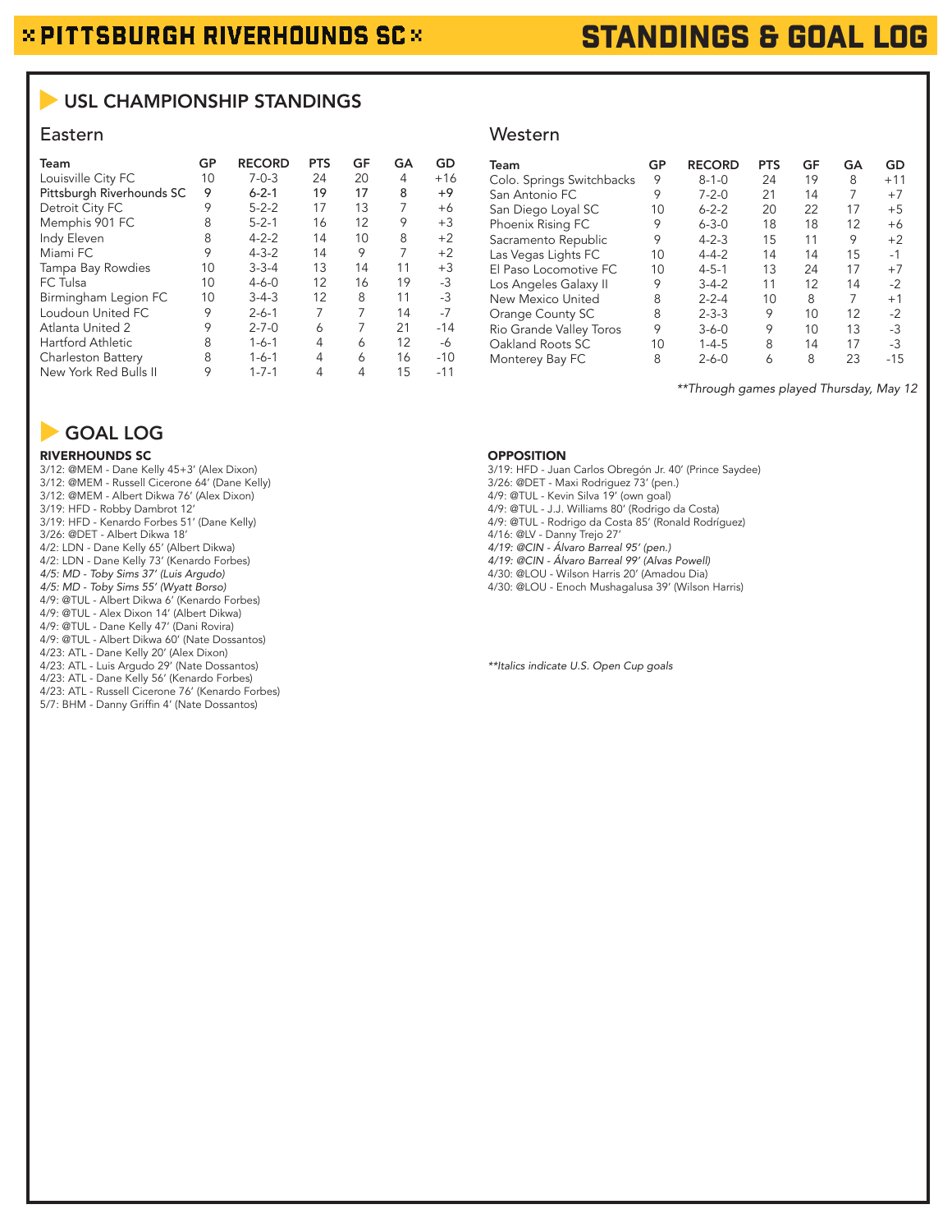# PITTSBURGH RIVERHOUNDS SC — STANDINGS & GOAL LOG

## USL CHAMPIONSHIP STANDINGS

### Eastern

| Team | GP | RECORD | PTS | GF | GA | GD |
|---|---|---|---|---|---|---|
| Louisville City FC | 10 | 7-0-3 | 24 | 20 | 4 | +16 |
| **Pittsburgh Riverhounds SC** | **9** | **6-2-1** | **19** | **17** | **8** | **+9** |
| Detroit City FC | 9 | 5-2-2 | 17 | 13 | 7 | +6 |
| Memphis 901 FC | 8 | 5-2-1 | 16 | 12 | 9 | +3 |
| Indy Eleven | 8 | 4-2-2 | 14 | 10 | 8 | +2 |
| Miami FC | 9 | 4-3-2 | 14 | 9 | 7 | +2 |
| Tampa Bay Rowdies | 10 | 3-3-4 | 13 | 14 | 11 | +3 |
| FC Tulsa | 10 | 4-6-0 | 12 | 16 | 19 | -3 |
| Birmingham Legion FC | 10 | 3-4-3 | 12 | 8 | 11 | -3 |
| Loudoun United FC | 9 | 2-6-1 | 7 | 7 | 14 | -7 |
| Atlanta United 2 | 9 | 2-7-0 | 6 | 7 | 21 | -14 |
| Hartford Athletic | 8 | 1-6-1 | 4 | 6 | 12 | -6 |
| Charleston Battery | 8 | 1-6-1 | 4 | 6 | 16 | -10 |
| New York Red Bulls II | 9 | 1-7-1 | 4 | 4 | 15 | -11 |

### Western

| Team | GP | RECORD | PTS | GF | GA | GD |
|---|---|---|---|---|---|---|
| Colo. Springs Switchbacks | 9 | 8-1-0 | 24 | 19 | 8 | +11 |
| San Antonio FC | 9 | 7-2-0 | 21 | 14 | 7 | +7 |
| San Diego Loyal SC | 10 | 6-2-2 | 20 | 22 | 17 | +5 |
| Phoenix Rising FC | 9 | 6-3-0 | 18 | 18 | 12 | +6 |
| Sacramento Republic | 9 | 4-2-3 | 15 | 11 | 9 | +2 |
| Las Vegas Lights FC | 10 | 4-4-2 | 14 | 14 | 15 | -1 |
| El Paso Locomotive FC | 10 | 4-5-1 | 13 | 24 | 17 | +7 |
| Los Angeles Galaxy II | 9 | 3-4-2 | 11 | 12 | 14 | -2 |
| New Mexico United | 8 | 2-2-4 | 10 | 8 | 7 | +1 |
| Orange County SC | 8 | 2-3-3 | 9 | 10 | 12 | -2 |
| Rio Grande Valley Toros | 9 | 3-6-0 | 9 | 10 | 13 | -3 |
| Oakland Roots SC | 10 | 1-4-5 | 8 | 14 | 17 | -3 |
| Monterey Bay FC | 8 | 2-6-0 | 6 | 8 | 23 | -15 |

*\*\*Through games played Thursday, May 12*

## GOAL LOG

### RIVERHOUNDS SC

3/12: @MEM - Dane Kelly 45+3' (Alex Dixon)
3/12: @MEM - Russell Cicerone 64' (Dane Kelly)
3/12: @MEM - Albert Dikwa 76' (Alex Dixon)
3/19: HFD - Robby Dambrot 12'
3/19: HFD - Kenardo Forbes 51' (Dane Kelly)
3/26: @DET - Albert Dikwa 18'
4/2: LDN - Dane Kelly 65' (Albert Dikwa)
4/2: LDN - Dane Kelly 73' (Kenardo Forbes)
*4/5: MD - Toby Sims 37' (Luis Argudo)*
*4/5: MD - Toby Sims 55' (Wyatt Borso)*
4/9: @TUL - Albert Dikwa 6' (Kenardo Forbes)
4/9: @TUL - Alex Dixon 14' (Albert Dikwa)
4/9: @TUL - Dane Kelly 47' (Dani Rovira)
4/9: @TUL - Albert Dikwa 60' (Nate Dossantos)
4/23: ATL - Dane Kelly 20' (Alex Dixon)
4/23: ATL - Luis Argudo 29' (Nate Dossantos)
4/23: ATL - Dane Kelly 56' (Kenardo Forbes)
4/23: ATL - Russell Cicerone 76' (Kenardo Forbes)
5/7: BHM - Danny Griffin 4' (Nate Dossantos)

### OPPOSITION

3/19: HFD - Juan Carlos Obregón Jr. 40' (Prince Saydee)
3/26: @DET - Maxi Rodriguez 73' (pen.)
4/9: @TUL - Kevin Silva 19' (own goal)
4/9: @TUL - J.J. Williams 80' (Rodrigo da Costa)
4/9: @TUL - Rodrigo da Costa 85' (Ronald Rodríguez)
4/16: @LV - Danny Trejo 27'
*4/19: @CIN - Álvaro Barreal 95' (pen.)*
*4/19: @CIN - Álvaro Barreal 99' (Alvas Powell)*
4/30: @LOU - Wilson Harris 20' (Amadou Dia)
4/30: @LOU - Enoch Mushagalusa 39' (Wilson Harris)

*\*\*Italics indicate U.S. Open Cup goals*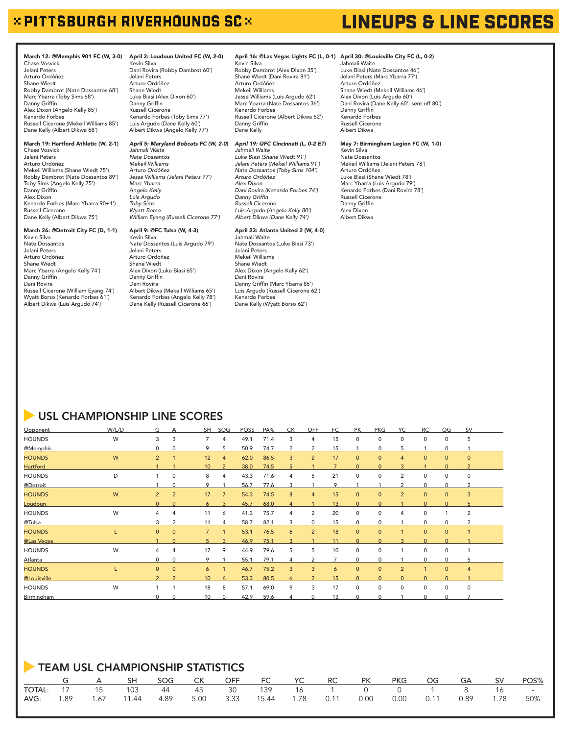# PITTSBURGH RIVERHOUNDS SC

# LINEUPS & LINE SCORES

**March 12: @Memphis 901 FC (W, 3-0)**
Chase Vosvick
Jelani Peters
Arturo Ordóñez
Shane Wiedt
Robby Dambrot (Nate Dossantos 68')
Marc Ybarra (Toby Sims 68')
Danny Griffin
Alex Dixon (Angelo Kelly 85')
Kenardo Forbes
Russell Cicerone (Mekeil Williams 85')
Dane Kelly (Albert Dikwa 68')

**March 19: Hartford Athletic (W, 2-1)**
Chase Vosvick
Jelani Peters
Arturo Ordóñez
Mekeil Williams (Shane Wiedt 75')
Robby Dambrot (Nate Dossantos 89')
Toby Sims (Angelo Kelly 75')
Danny Griffin
Alex Dixon
Kenardo Forbes (Marc Ybarra 90+1')
Russell Cicerone
Dane Kelly (Albert Dikwa 75')

**March 26: @Detroit City FC (D, 1-1)**
Kevin Silva
Nate Dossantos
Jelani Peters
Arturo Ordóñez
Shane Wiedt
Marc Ybarra (Angelo Kelly 74')
Danny Griffin
Dani Rovira
Russell Cicerone (William Eyang 74')
Wyatt Borso (Kenardo Forbes 61')
Albert Dikwa (Luis Argudo 74')

**April 2: Loudoun United FC (W, 2-0)**
Kevin Silva
Dani Rovira (Robby Dambrot 60')
Jelani Peters
Arturo Ordóñez
Shane Wiedt
Luke Biasi (Alex Dixon 60')
Danny Griffin
Russell Cicerone
Kenardo Forbes (Toby Sims 77')
Luis Argudo (Dane Kelly 60')
Albert Dikwa (Angelo Kelly 77')

***April 5: Maryland Bobcats FC (W, 2-0)***
*Jahmali Waite*
*Nate Dossantos*
*Mekeil Williams*
*Arturo Ordóñez*
*Jesse Williams (Jelani Peters 77')*
*Marc Ybarra*
*Angelo Kelly*
*Luis Argudo*
*Toby Sims*
*Wyatt Borso*
*William Eyang (Russell Cicerone 77')*

**April 9: @FC Tulsa (W, 4-3)**
Kevin Silva
Nate Dossantos (Luis Argudo 79')
Jelani Peters
Arturo Ordóñez
Shane Wiedt
Alex Dixon (Luke Biasi 65')
Danny Griffin
Dani Rovira
Albert Dikwa (Mekeil Williams 65')
Kenardo Forbes (Angelo Kelly 78')
Dane Kelly (Russell Cicerone 66')

**April 16: @Las Vegas Lights FC (L, 0-1)**
Kevin Silva
Robby Dambrot (Alex Dixon 35')
Shane Wiedt (Dani Rovira 81')
Arturo Ordóñez
Mekeil Williams
Jesse Williams (Luis Argudo 62')
Marc Ybarra (Nate Dossantos 36')
Kenardo Forbes
Russell Cicerone (Albert Dikwa 62')
Danny Griffin
Dane Kelly

***April 19: @FC Cincinnati (L, 0-2 ET)***
*Jahmali Waite*
*Luke Biasi (Shane Wiedt 91')*
*Jelani Peters (Mekeil Williams 91')*
*Nate Dossantos (Toby Sims 104')*
*Arturo Ordóñez*
*Alex Dixon*
*Dani Rovira (Kenardo Forbes 74')*
*Danny Griffin*
*Russell Cicerone*
*Luis Argudo (Angelo Kelly 80')*
*Albert Dikwa (Dane Kelly 74')*

**April 23: Atlanta United 2 (W, 4-0)**
Jahmali Waite
Nate Dossantos (Luke Biasi 73')
Jelani Peters
Mekeil Williams
Shane Wiedt
Alex Dixon (Angelo Kelly 62')
Dani Rovira
Danny Griffin (Marc Ybarra 85')
Luis Argudo (Russell Cicerone 62')
Kenardo Forbes
Dane Kelly (Wyatt Borso 62')

**April 30: @Louisville City FC (L, 0-2)**
Jahmali Waite
Luke Biasi (Nate Dossantos 46')
Jelani Peters (Marc Ybarra 77')
Arturo Ordóñez
Shane Wiedt (Mekeil Williams 46')
Alex Dixon (Luis Argudo 60')
Dani Rovira (Dane Kelly 60', sent off 80')
Danny Griffin
Kenardo Forbes
Russell Cicerone
Albert Dikwa

**May 7: Birmingham Legion FC (W, 1-0)**
Kevin Silva
Nate Dossantos
Mekeil Williams (Jelani Peters 78')
Arturo Ordóñez
Luke Biasi (Shane Wiedt 78')
Marc Ybarra (Luis Argudo 79')
Kenardo Forbes (Dani Rovira 78')
Russell Cicerone
Danny Griffin
Alex Dixon
Albert Dikwa

## USL CHAMPIONSHIP LINE SCORES

| Opponent | W/L/D | G | A | SH | SOG | POSS | PA% | CK | OFF | FC | PK | PKG | YC | RC | OG | SV |
|---|---|---|---|---|---|---|---|---|---|---|---|---|---|---|---|---|
| HOUNDS | W | 3 | 3 | 7 | 4 | 49.1 | 71.4 | 3 | 4 | 15 | 0 | 0 | 0 | 0 | 0 | 5 |
| @Memphis | | 0 | 0 | 9 | 5 | 50.9 | 74.7 | 2 | 2 | 15 | 1 | 0 | 5 | 1 | 0 | 1 |
| HOUNDS | W | 2 | 1 | 12 | 4 | 62.0 | 86.5 | 3 | 2 | 17 | 0 | 0 | 4 | 0 | 0 | 0 |
| Hartford | | 1 | 1 | 10 | 2 | 38.0 | 74.5 | 5 | 1 | 7 | 0 | 0 | 3 | 1 | 0 | 2 |
| HOUNDS | D | 1 | 0 | 8 | 4 | 43.3 | 71.6 | 4 | 5 | 21 | 0 | 0 | 2 | 0 | 0 | 0 |
| @Detroit | | 1 | 0 | 9 | 1 | 56.7 | 77.6 | 3 | 1 | 9 | 1 | 1 | 2 | 0 | 0 | 2 |
| HOUNDS | W | 2 | 2 | 17 | 7 | 54.3 | 74.5 | 8 | 4 | 15 | 0 | 0 | 2 | 0 | 0 | 3 |
| Loudoun | | 0 | 0 | 6 | 3 | 45.7 | 68.0 | 4 | 1 | 13 | 0 | 0 | 1 | 0 | 0 | 5 |
| HOUNDS | W | 4 | 4 | 11 | 6 | 41.3 | 75.7 | 4 | 2 | 20 | 0 | 0 | 4 | 0 | 1 | 2 |
| @Tulsa | | 3 | 2 | 11 | 4 | 58.7 | 82.1 | 3 | 0 | 15 | 0 | 0 | 1 | 0 | 0 | 2 |
| HOUNDS | L | 0 | 0 | 7 | 1 | 53.1 | 76.5 | 6 | 2 | 18 | 0 | 0 | 1 | 0 | 0 | 1 |
| @Las Vegas | | 1 | 0 | 5 | 3 | 46.9 | 75.1 | 3 | 1 | 11 | 0 | 0 | 3 | 0 | 0 | 1 |
| HOUNDS | W | 4 | 4 | 17 | 9 | 44.9 | 79.6 | 5 | 5 | 10 | 0 | 0 | 1 | 0 | 0 | 1 |
| Atlanta | | 0 | 0 | 9 | 1 | 55.1 | 79.1 | 4 | 2 | 7 | 0 | 0 | 1 | 0 | 0 | 5 |
| HOUNDS | L | 0 | 0 | 6 | 1 | 46.7 | 75.2 | 3 | 3 | 6 | 0 | 0 | 2 | 1 | 0 | 4 |
| @Louisville | | 2 | 2 | 10 | 6 | 53.3 | 80.5 | 6 | 2 | 15 | 0 | 0 | 0 | 0 | 0 | 1 |
| HOUNDS | W | 1 | 1 | 18 | 8 | 57.1 | 69.0 | 9 | 3 | 17 | 0 | 0 | 0 | 0 | 0 | 0 |
| Birmingham | | 0 | 0 | 10 | 0 | 42.9 | 59.6 | 4 | 0 | 13 | 0 | 0 | 1 | 0 | 0 | 7 |

## TEAM USL CHAMPIONSHIP STATISTICS

| | G | A | SH | SOG | CK | OFF | FC | YC | RC | PK | PKG | OG | GA | SV | POS% |
|---|---|---|---|---|---|---|---|---|---|---|---|---|---|---|---|
| TOTAL: | 17 | 15 | 103 | 44 | 45 | 30 | 139 | 16 | 1 | 0 | 0 | 1 | 8 | 16 | - |
| AVG: | 1.89 | 1.67 | 11.44 | 4.89 | 5.00 | 3.33 | 15.44 | 1.78 | 0.11 | 0.00 | 0.00 | 0.11 | 0.89 | 1.78 | 50% |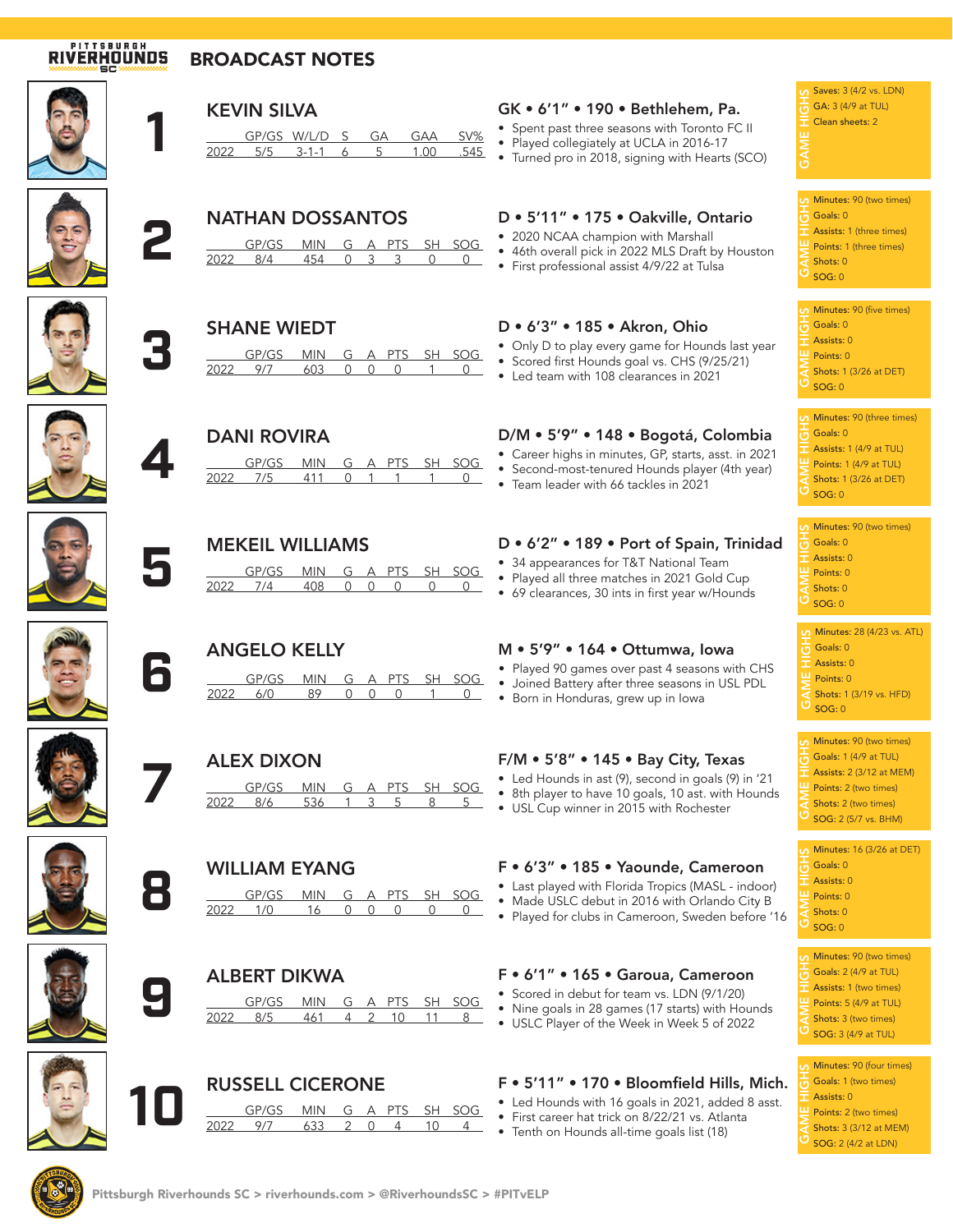# PITTSBURGH RIVERHOUNDS SC — BROADCAST NOTES

## 1 KEVIN SILVA

| | GP/GS | W/L/D | S | GA | GAA | SV% |
|---|---|---|---|---|---|---|
| 2022 | 5/5 | 3-1-1 | 6 | 5 | 1.00 | .545 |

**GK • 6'1" • 190 • Bethlehem, Pa.**
- Spent past three seasons with Toronto FC II
- Played collegiately at UCLA in 2016-17
- Turned pro in 2018, signing with Hearts (SCO)

**GAME HIGHS**
- Saves: 3 (4/2 vs. LDN)
- GA: 3 (4/9 at TUL)
- Clean sheets: 2

## 2 NATHAN DOSSANTOS

| | GP/GS | MIN | G | A | PTS | SH | SOG |
|---|---|---|---|---|---|---|---|
| 2022 | 8/4 | 454 | 0 | 3 | 3 | 0 | 0 |

**D • 5'11" • 175 • Oakville, Ontario**
- 2020 NCAA champion with Marshall
- 46th overall pick in 2022 MLS Draft by Houston
- First professional assist 4/9/22 at Tulsa

**GAME HIGHS**
- Minutes: 90 (two times)
- Goals: 0
- Assists: 1 (three times)
- Points: 1 (three times)
- Shots: 0
- SOG: 0

## 3 SHANE WIEDT

| | GP/GS | MIN | G | A | PTS | SH | SOG |
|---|---|---|---|---|---|---|---|
| 2022 | 9/7 | 603 | 0 | 0 | 0 | 1 | 0 |

**D • 6'3" • 185 • Akron, Ohio**
- Only D to play every game for Hounds last year
- Scored first Hounds goal vs. CHS (9/25/21)
- Led team with 108 clearances in 2021

**GAME HIGHS**
- Minutes: 90 (five times)
- Goals: 0
- Assists: 0
- Points: 0
- Shots: 1 (3/26 at DET)
- SOG: 0

## 4 DANI ROVIRA

| | GP/GS | MIN | G | A | PTS | SH | SOG |
|---|---|---|---|---|---|---|---|
| 2022 | 7/5 | 411 | 0 | 1 | 1 | 1 | 0 |

**D/M • 5'9" • 148 • Bogotá, Colombia**
- Career highs in minutes, GP, starts, asst. in 2021
- Second-most-tenured Hounds player (4th year)
- Team leader with 66 tackles in 2021

**GAME HIGHS**
- Minutes: 90 (three times)
- Goals: 0
- Assists: 1 (4/9 at TUL)
- Points: 1 (4/9 at TUL)
- Shots: 1 (3/26 at DET)
- SOG: 0

## 5 MEKEIL WILLIAMS

| | GP/GS | MIN | G | A | PTS | SH | SOG |
|---|---|---|---|---|---|---|---|
| 2022 | 7/4 | 408 | 0 | 0 | 0 | 0 | 0 |

**D • 6'2" • 189 • Port of Spain, Trinidad**
- 34 appearances for T&T National Team
- Played all three matches in 2021 Gold Cup
- 69 clearances, 30 ints in first year w/Hounds

**GAME HIGHS**
- Minutes: 90 (two times)
- Goals: 0
- Assists: 0
- Points: 0
- Shots: 0
- SOG: 0

## 6 ANGELO KELLY

| | GP/GS | MIN | G | A | PTS | SH | SOG |
|---|---|---|---|---|---|---|---|
| 2022 | 6/0 | 89 | 0 | 0 | 0 | 1 | 0 |

**M • 5'9" • 164 • Ottumwa, Iowa**
- Played 90 games over past 4 seasons with CHS
- Joined Battery after three seasons in USL PDL
- Born in Honduras, grew up in Iowa

**GAME HIGHS**
- Minutes: 28 (4/23 vs. ATL)
- Goals: 0
- Assists: 0
- Points: 0
- Shots: 1 (3/19 vs. HFD)
- SOG: 0

## 7 ALEX DIXON

| | GP/GS | MIN | G | A | PTS | SH | SOG |
|---|---|---|---|---|---|---|---|
| 2022 | 8/6 | 536 | 1 | 3 | 5 | 8 | 5 |

**F/M • 5'8" • 145 • Bay City, Texas**
- Led Hounds in ast (9), second in goals (9) in '21
- 8th player to have 10 goals, 10 ast. with Hounds
- USL Cup winner in 2015 with Rochester

**GAME HIGHS**
- Minutes: 90 (two times)
- Goals: 1 (4/9 at TUL)
- Assists: 2 (3/12 at MEM)
- Points: 2 (two times)
- Shots: 2 (two times)
- SOG: 2 (5/7 vs. BHM)

## 8 WILLIAM EYANG

| | GP/GS | MIN | G | A | PTS | SH | SOG |
|---|---|---|---|---|---|---|---|
| 2022 | 1/0 | 16 | 0 | 0 | 0 | 0 | 0 |

**F • 6'3" • 185 • Yaounde, Cameroon**
- Last played with Florida Tropics (MASL - indoor)
- Made USLC debut in 2016 with Orlando City B
- Played for clubs in Cameroon, Sweden before '16

**GAME HIGHS**
- Minutes: 16 (3/26 at DET)
- Goals: 0
- Assists: 0
- Points: 0
- Shots: 0
- SOG: 0

## 9 ALBERT DIKWA

| | GP/GS | MIN | G | A | PTS | SH | SOG |
|---|---|---|---|---|---|---|---|
| 2022 | 8/5 | 461 | 4 | 2 | 10 | 11 | 8 |

**F • 6'1" • 165 • Garoua, Cameroon**
- Scored in debut for team vs. LDN (9/1/20)
- Nine goals in 28 games (17 starts) with Hounds
- USLC Player of the Week in Week 5 of 2022

**GAME HIGHS**
- Minutes: 90 (two times)
- Goals: 2 (4/9 at TUL)
- Assists: 1 (two times)
- Points: 5 (4/9 at TUL)
- Shots: 3 (two times)
- SOG: 3 (4/9 at TUL)

## 10 RUSSELL CICERONE

| | GP/GS | MIN | G | A | PTS | SH | SOG |
|---|---|---|---|---|---|---|---|
| 2022 | 9/7 | 633 | 2 | 0 | 4 | 10 | 4 |

**F • 5'11" • 170 • Bloomfield Hills, Mich.**
- Led Hounds with 16 goals in 2021, added 8 asst.
- First career hat trick on 8/22/21 vs. Atlanta
- Tenth on Hounds all-time goals list (18)

**GAME HIGHS**
- Minutes: 90 (four times)
- Goals: 1 (two times)
- Assists: 0
- Points: 2 (two times)
- Shots: 3 (3/12 at MEM)
- SOG: 2 (4/2 at LDN)

Pittsburgh Riverhounds SC > riverhounds.com > @RiverhoundsSC > #PITvELP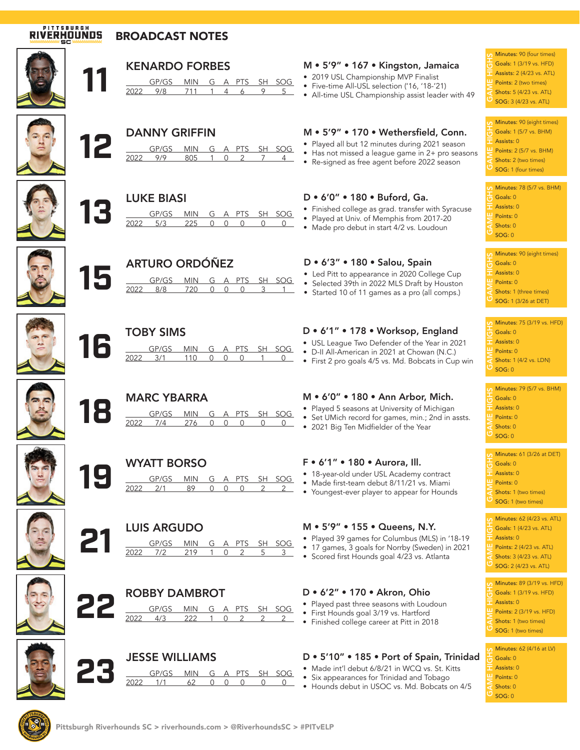# BROADCAST NOTES

## 11 KENARDO FORBES

| | GP/GS | MIN | G | A | PTS | SH | SOG |
|---|---|---|---|---|---|---|---|
| 2022 | 9/8 | 711 | 1 | 4 | 6 | 9 | 5 |

**M • 5'9" • 167 • Kingston, Jamaica**

- 2019 USL Championship MVP Finalist
- Five-time All-USL selection ('16, '18-'21)
- All-time USL Championship assist leader with 49

**GAME HIGHS**
- Minutes: 90 (four times)
- Goals: 1 (3/19 vs. HFD)
- Assists: 2 (4/23 vs. ATL)
- Points: 2 (two times)
- Shots: 5 (4/23 vs. ATL)
- SOG: 3 (4/23 vs. ATL)

## 12 DANNY GRIFFIN

| | GP/GS | MIN | G | A | PTS | SH | SOG |
|---|---|---|---|---|---|---|---|
| 2022 | 9/9 | 805 | 1 | 0 | 2 | 7 | 4 |

**M • 5'9" • 170 • Wethersfield, Conn.**

- Played all but 12 minutes during 2021 season
- Has not missed a league game in 2+ pro seasons
- Re-signed as free agent before 2022 season

**GAME HIGHS**
- Minutes: 90 (eight times)
- Goals: 1 (5/7 vs. BHM)
- Assists: 0
- Points: 2 (5/7 vs. BHM)
- Shots: 2 (two times)
- SOG: 1 (four times)

## 13 LUKE BIASI

| | GP/GS | MIN | G | A | PTS | SH | SOG |
|---|---|---|---|---|---|---|---|
| 2022 | 5/3 | 225 | 0 | 0 | 0 | 0 | 0 |

**D • 6'0" • 180 • Buford, Ga.**

- Finished college as grad. transfer with Syracuse
- Played at Univ. of Memphis from 2017-20
- Made pro debut in start 4/2 vs. Loudoun

**GAME HIGHS**
- Minutes: 78 (5/7 vs. BHM)
- Goals: 0
- Assists: 0
- Points: 0
- Shots: 0
- SOG: 0

## 15 ARTURO ORDÓÑEZ

| | GP/GS | MIN | G | A | PTS | SH | SOG |
|---|---|---|---|---|---|---|---|
| 2022 | 8/8 | 720 | 0 | 0 | 0 | 3 | 1 |

**D • 6'3" • 180 • Salou, Spain**

- Led Pitt to appearance in 2020 College Cup
- Selected 39th in 2022 MLS Draft by Houston
- Started 10 of 11 games as a pro (all comps.)

**GAME HIGHS**
- Minutes: 90 (eight times)
- Goals: 0
- Assists: 0
- Points: 0
- Shots: 1 (three times)
- SOG: 1 (3/26 at DET)

## 16 TOBY SIMS

| | GP/GS | MIN | G | A | PTS | SH | SOG |
|---|---|---|---|---|---|---|---|
| 2022 | 3/1 | 110 | 0 | 0 | 0 | 1 | 0 |

**D • 6'1" • 178 • Worksop, England**

- USL League Two Defender of the Year in 2021
- D-II All-American in 2021 at Chowan (N.C.)
- First 2 pro goals 4/5 vs. Md. Bobcats in Cup win

**GAME HIGHS**
- Minutes: 75 (3/19 vs. HFD)
- Goals: 0
- Assists: 0
- Points: 0
- Shots: 1 (4/2 vs. LDN)
- SOG: 0

## 18 MARC YBARRA

| | GP/GS | MIN | G | A | PTS | SH | SOG |
|---|---|---|---|---|---|---|---|
| 2022 | 7/4 | 276 | 0 | 0 | 0 | 0 | 0 |

**M • 6'0" • 180 • Ann Arbor, Mich.**

- Played 5 seasons at University of Michigan
- Set UMich record for games, min.; 2nd in assts.
- 2021 Big Ten Midfielder of the Year

**GAME HIGHS**
- Minutes: 79 (5/7 vs. BHM)
- Goals: 0
- Assists: 0
- Points: 0
- Shots: 0
- SOG: 0

## 19 WYATT BORSO

| | GP/GS | MIN | G | A | PTS | SH | SOG |
|---|---|---|---|---|---|---|---|
| 2022 | 2/1 | 89 | 0 | 0 | 0 | 2 | 2 |

**F • 6'1" • 180 • Aurora, Ill.**

- 18-year-old under USL Academy contract
- Made first-team debut 8/11/21 vs. Miami
- Youngest-ever player to appear for Hounds

**GAME HIGHS**
- Minutes: 61 (3/26 at DET)
- Goals: 0
- Assists: 0
- Points: 0
- Shots: 1 (two times)
- SOG: 1 (two times)

## 21 LUIS ARGUDO

| | GP/GS | MIN | G | A | PTS | SH | SOG |
|---|---|---|---|---|---|---|---|
| 2022 | 7/2 | 219 | 1 | 0 | 2 | 5 | 3 |

**M • 5'9" • 155 • Queens, N.Y.**

- Played 39 games for Columbus (MLS) in '18-19
- 17 games, 3 goals for Norrby (Sweden) in 2021
- Scored first Hounds goal 4/23 vs. Atlanta

**GAME HIGHS**
- Minutes: 62 (4/23 vs. ATL)
- Goals: 1 (4/23 vs. ATL)
- Assists: 0
- Points: 2 (4/23 vs. ATL)
- Shots: 3 (4/23 vs. ATL)
- SOG: 2 (4/23 vs. ATL)

## 22 ROBBY DAMBROT

| | GP/GS | MIN | G | A | PTS | SH | SOG |
|---|---|---|---|---|---|---|---|
| 2022 | 4/3 | 222 | 1 | 0 | 2 | 2 | 2 |

**D • 6'2" • 170 • Akron, Ohio**

- Played past three seasons with Loudoun
- First Hounds goal 3/19 vs. Hartford
- Finished college career at Pitt in 2018

**GAME HIGHS**
- Minutes: 89 (3/19 vs. HFD)
- Goals: 1 (3/19 vs. HFD)
- Assists: 0
- Points: 2 (3/19 vs. HFD)
- Shots: 1 (two times)
- SOG: 1 (two times)

## 23 JESSE WILLIAMS

| | GP/GS | MIN | G | A | PTS | SH | SOG |
|---|---|---|---|---|---|---|---|
| 2022 | 1/1 | 62 | 0 | 0 | 0 | 0 | 0 |

**D • 5'10" • 185 • Port of Spain, Trinidad**

- Made int'l debut 6/8/21 in WCQ vs. St. Kitts
- Six appearances for Trinidad and Tobago
- Hounds debut in USOC vs. Md. Bobcats on 4/5

**GAME HIGHS**
- Minutes: 62 (4/16 at LV)
- Goals: 0
- Assists: 0
- Points: 0
- Shots: 0
- SOG: 0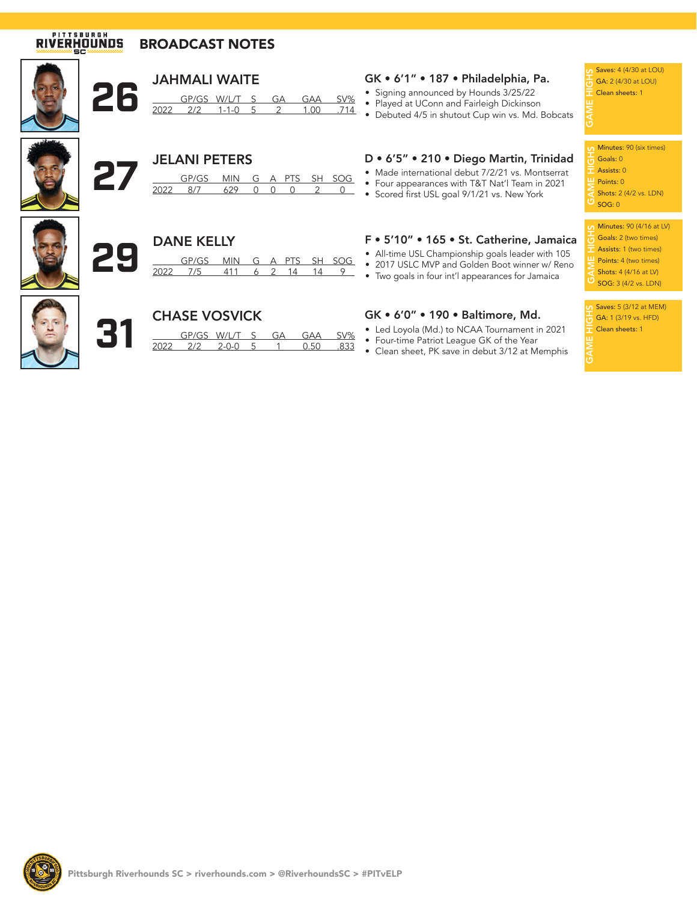# BROADCAST NOTES

## 26 JAHMALI WAITE

| | GP/GS | W/L/T | S | GA | GAA | SV% |
|---|---|---|---|---|---|---|
| 2022 | 2/2 | 1-1-0 | 5 | 2 | 1.00 | .714 |

**GK • 6'1" • 187 • Philadelphia, Pa.**

- Signing announced by Hounds 3/25/22
- Played at UConn and Fairleigh Dickinson
- Debuted 4/5 in shutout Cup win vs. Md. Bobcats

**GAME HIGHS**
Saves: 4 (4/30 at LOU)
GA: 2 (4/30 at LOU)
Clean sheets: 1

## 27 JELANI PETERS

| | GP/GS | MIN | G | A | PTS | SH | SOG |
|---|---|---|---|---|---|---|---|
| 2022 | 8/7 | 629 | 0 | 0 | 0 | 2 | 0 |

**D • 6'5" • 210 • Diego Martin, Trinidad**

- Made international debut 7/2/21 vs. Montserrat
- Four appearances with T&T Nat'l Team in 2021
- Scored first USL goal 9/1/21 vs. New York

**GAME HIGHS**
Minutes: 90 (six times)
Goals: 0
Assists: 0
Points: 0
Shots: 2 (4/2 vs. LDN)
SOG: 0

## 29 DANE KELLY

| | GP/GS | MIN | G | A | PTS | SH | SOG |
|---|---|---|---|---|---|---|---|
| 2022 | 7/5 | 411 | 6 | 2 | 14 | 14 | 9 |

**F • 5'10" • 165 • St. Catherine, Jamaica**

- All-time USL Championship goals leader with 105
- 2017 USLC MVP and Golden Boot winner w/ Reno
- Two goals in four int'l appearances for Jamaica

**GAME HIGHS**
Minutes: 90 (4/16 at LV)
Goals: 2 (two times)
Assists: 1 (two times)
Points: 4 (two times)
Shots: 4 (4/16 at LV)
SOG: 3 (4/2 vs. LDN)

## 31 CHASE VOSVICK

| | GP/GS | W/L/T | S | GA | GAA | SV% |
|---|---|---|---|---|---|---|
| 2022 | 2/2 | 2-0-0 | 5 | 1 | 0.50 | .833 |

**GK • 6'0" • 190 • Baltimore, Md.**

- Led Loyola (Md.) to NCAA Tournament in 2021
- Four-time Patriot League GK of the Year
- Clean sheet, PK save in debut 3/12 at Memphis

**GAME HIGHS**
Saves: 5 (3/12 at MEM)
GA: 1 (3/19 vs. HFD)
Clean sheets: 1